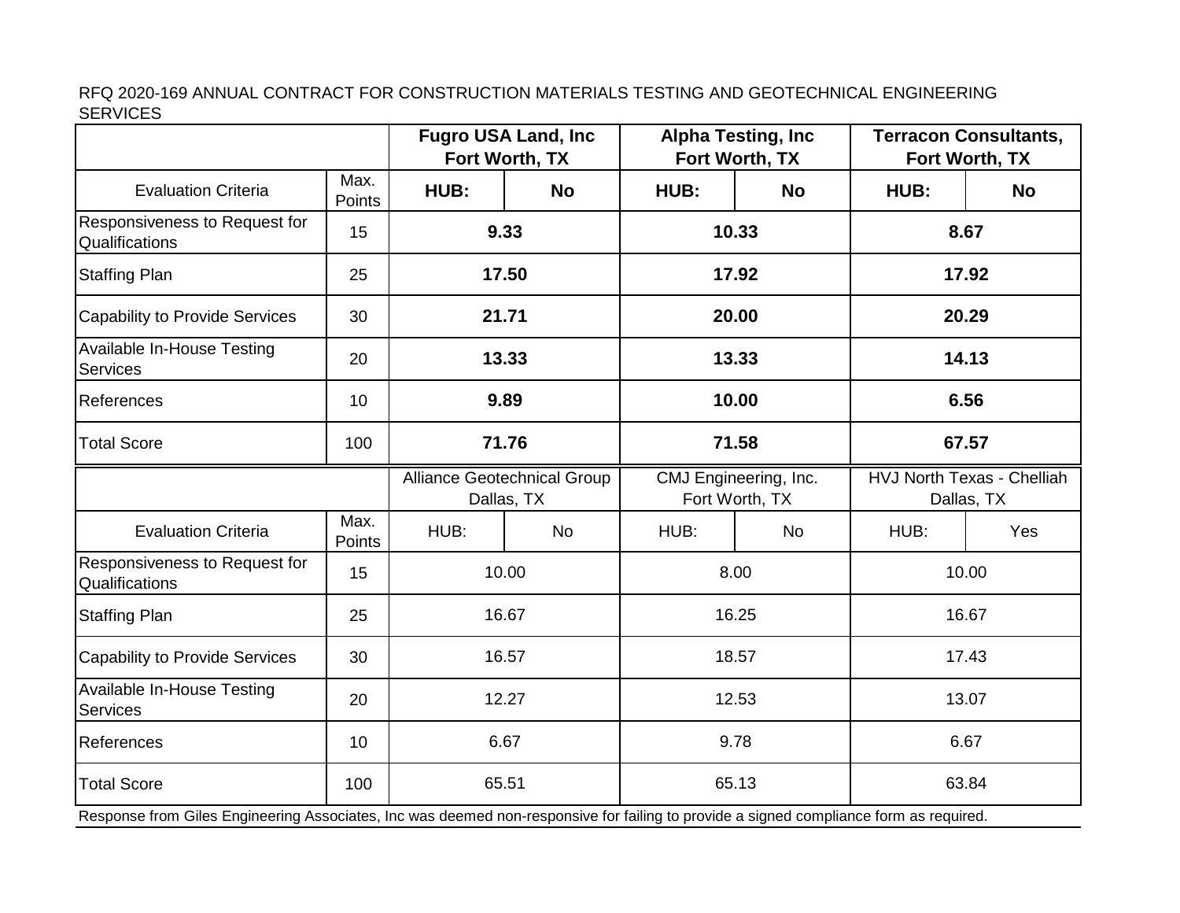RFQ 2020-169 ANNUAL CONTRACT FOR CONSTRUCTION MATERIALS TESTING AND GEOTECHNICAL ENGINEERING SERVICES

| | | **Fugro USA Land, Inc Fort Worth, TX** | | **Alpha Testing, Inc Fort Worth, TX** | | **Terracon Consultants, Fort Worth, TX** | |
|---|---|---|---|---|---|---|---|
| Evaluation Criteria | Max. Points | **HUB:** | **No** | **HUB:** | **No** | **HUB:** | **No** |
| Responsiveness to Request for Qualifications | 15 | **9.33** | | **10.33** | | **8.67** | |
| Staffing Plan | 25 | **17.50** | | **17.92** | | **17.92** | |
| Capability to Provide Services | 30 | **21.71** | | **20.00** | | **20.29** | |
| Available In-House Testing Services | 20 | **13.33** | | **13.33** | | **14.13** | |
| References | 10 | **9.89** | | **10.00** | | **6.56** | |
| Total Score | 100 | **71.76** | | **71.58** | | **67.57** | |

| | | Alliance Geotechnical Group Dallas, TX | | CMJ Engineering, Inc. Fort Worth, TX | | HVJ North Texas - Chelliah Dallas, TX | |
|---|---|---|---|---|---|---|---|
| Evaluation Criteria | Max. Points | HUB: | No | HUB: | No | HUB: | Yes |
| Responsiveness to Request for Qualifications | 15 | 10.00 | | 8.00 | | 10.00 | |
| Staffing Plan | 25 | 16.67 | | 16.25 | | 16.67 | |
| Capability to Provide Services | 30 | 16.57 | | 18.57 | | 17.43 | |
| Available In-House Testing Services | 20 | 12.27 | | 12.53 | | 13.07 | |
| References | 10 | 6.67 | | 9.78 | | 6.67 | |
| Total Score | 100 | 65.51 | | 65.13 | | 63.84 | |

Response from Giles Engineering Associates, Inc was deemed non-responsive for failing to provide a signed compliance form as required.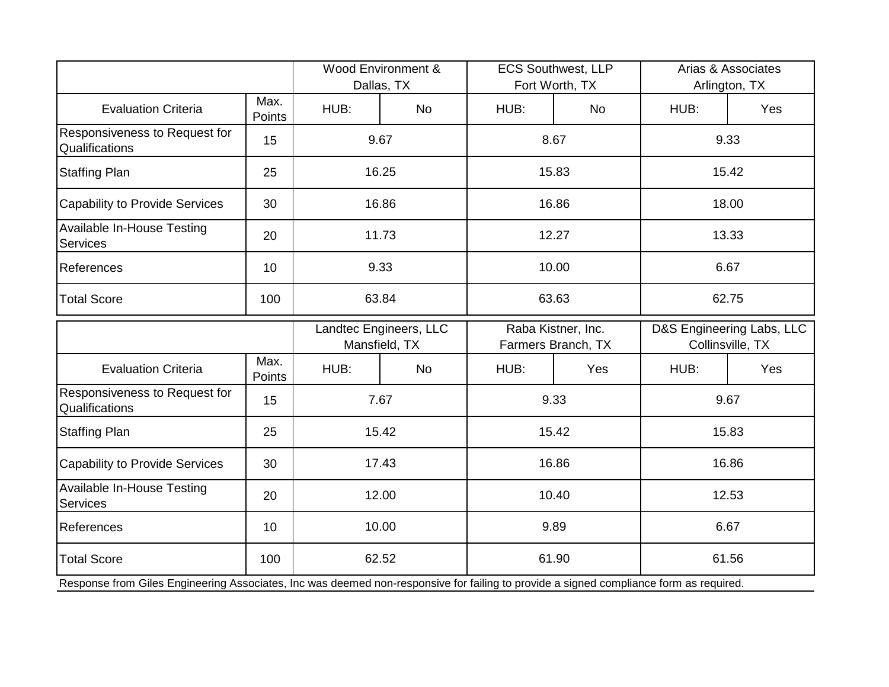| | | Wood Environment & Dallas, TX | | ECS Southwest, LLP Fort Worth, TX | | Arias & Associates Arlington, TX | |
|---|---|---|---|---|---|---|---|
| Evaluation Criteria | Max. Points | HUB: | No | HUB: | No | HUB: | Yes |
| Responsiveness to Request for Qualifications | 15 | 9.67 | | 8.67 | | 9.33 | |
| Staffing Plan | 25 | 16.25 | | 15.83 | | 15.42 | |
| Capability to Provide Services | 30 | 16.86 | | 16.86 | | 18.00 | |
| Available In-House Testing Services | 20 | 11.73 | | 12.27 | | 13.33 | |
| References | 10 | 9.33 | | 10.00 | | 6.67 | |
| Total Score | 100 | 63.84 | | 63.63 | | 62.75 | |

| | | Landtec Engineers, LLC Mansfield, TX | | Raba Kistner, Inc. Farmers Branch, TX | | D&S Engineering Labs, LLC Collinsville, TX | |
|---|---|---|---|---|---|---|---|
| Evaluation Criteria | Max. Points | HUB: | No | HUB: | Yes | HUB: | Yes |
| Responsiveness to Request for Qualifications | 15 | 7.67 | | 9.33 | | 9.67 | |
| Staffing Plan | 25 | 15.42 | | 15.42 | | 15.83 | |
| Capability to Provide Services | 30 | 17.43 | | 16.86 | | 16.86 | |
| Available In-House Testing Services | 20 | 12.00 | | 10.40 | | 12.53 | |
| References | 10 | 10.00 | | 9.89 | | 6.67 | |
| Total Score | 100 | 62.52 | | 61.90 | | 61.56 | |

Response from Giles Engineering Associates, Inc was deemed non-responsive for failing to provide a signed compliance form as required.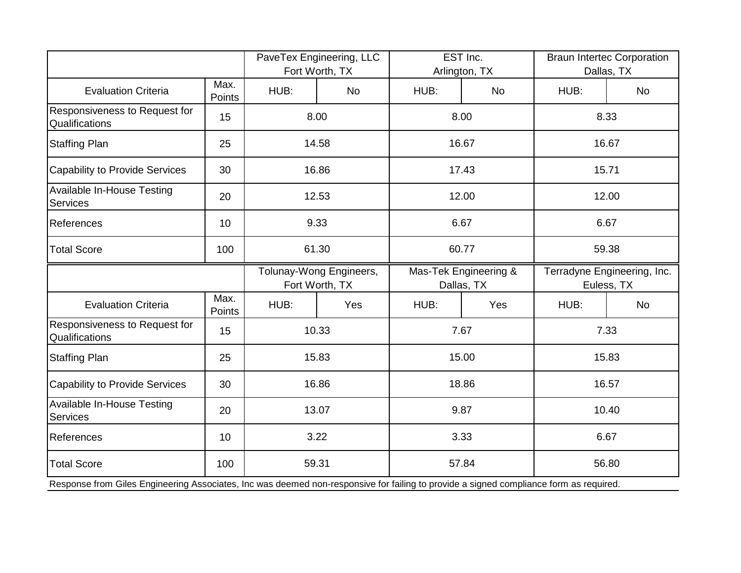| | | PaveTex Engineering, LLC Fort Worth, TX | | EST Inc. Arlington, TX | | Braun Intertec Corporation Dallas, TX | |
|---|---|---|---|---|---|---|---|
| Evaluation Criteria | Max. Points | HUB: | No | HUB: | No | HUB: | No |
| Responsiveness to Request for Qualifications | 15 | 8.00 | | 8.00 | | 8.33 | |
| Staffing Plan | 25 | 14.58 | | 16.67 | | 16.67 | |
| Capability to Provide Services | 30 | 16.86 | | 17.43 | | 15.71 | |
| Available In-House Testing Services | 20 | 12.53 | | 12.00 | | 12.00 | |
| References | 10 | 9.33 | | 6.67 | | 6.67 | |
| Total Score | 100 | 61.30 | | 60.77 | | 59.38 | |

| | | Tolunay-Wong Engineers, Fort Worth, TX | | Mas-Tek Engineering & Dallas, TX | | Terradyne Engineering, Inc. Euless, TX | |
|---|---|---|---|---|---|---|---|
| Evaluation Criteria | Max. Points | HUB: | Yes | HUB: | Yes | HUB: | No |
| Responsiveness to Request for Qualifications | 15 | 10.33 | | 7.67 | | 7.33 | |
| Staffing Plan | 25 | 15.83 | | 15.00 | | 15.83 | |
| Capability to Provide Services | 30 | 16.86 | | 18.86 | | 16.57 | |
| Available In-House Testing Services | 20 | 13.07 | | 9.87 | | 10.40 | |
| References | 10 | 3.22 | | 3.33 | | 6.67 | |
| Total Score | 100 | 59.31 | | 57.84 | | 56.80 | |

Response from Giles Engineering Associates, Inc was deemed non-responsive for failing to provide a signed compliance form as required.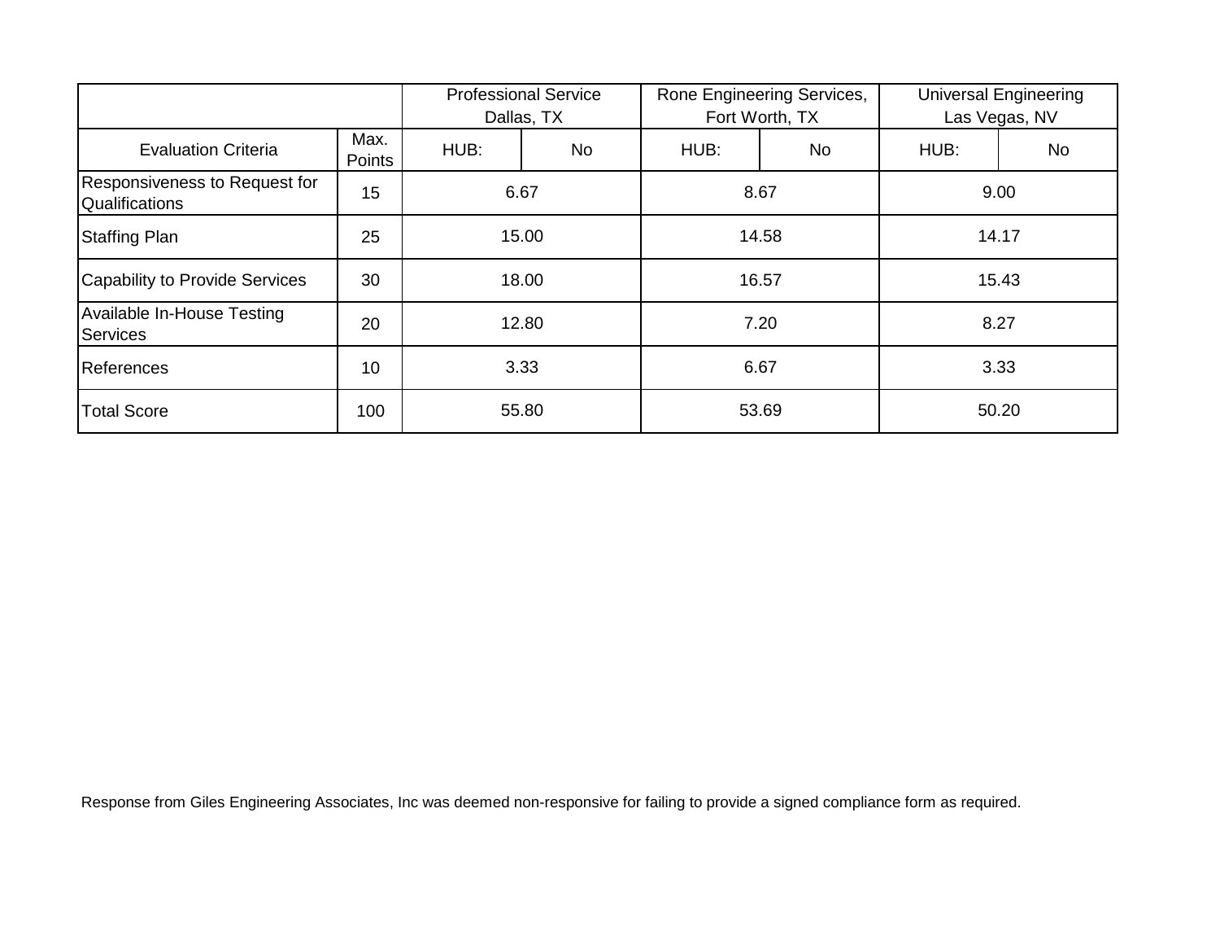| | | Professional Service Dallas, TX | | Rone Engineering Services, Fort Worth, TX | | Universal Engineering Las Vegas, NV | |
|---|---|---|---|---|---|---|---|
| Evaluation Criteria | Max. Points | HUB: | No | HUB: | No | HUB: | No |
| Responsiveness to Request for Qualifications | 15 | 6.67 | | 8.67 | | 9.00 | |
| Staffing Plan | 25 | 15.00 | | 14.58 | | 14.17 | |
| Capability to Provide Services | 30 | 18.00 | | 16.57 | | 15.43 | |
| Available In-House Testing Services | 20 | 12.80 | | 7.20 | | 8.27 | |
| References | 10 | 3.33 | | 6.67 | | 3.33 | |
| Total Score | 100 | 55.80 | | 53.69 | | 50.20 | |

Response from Giles Engineering Associates, Inc was deemed non-responsive for failing to provide a signed compliance form as required.